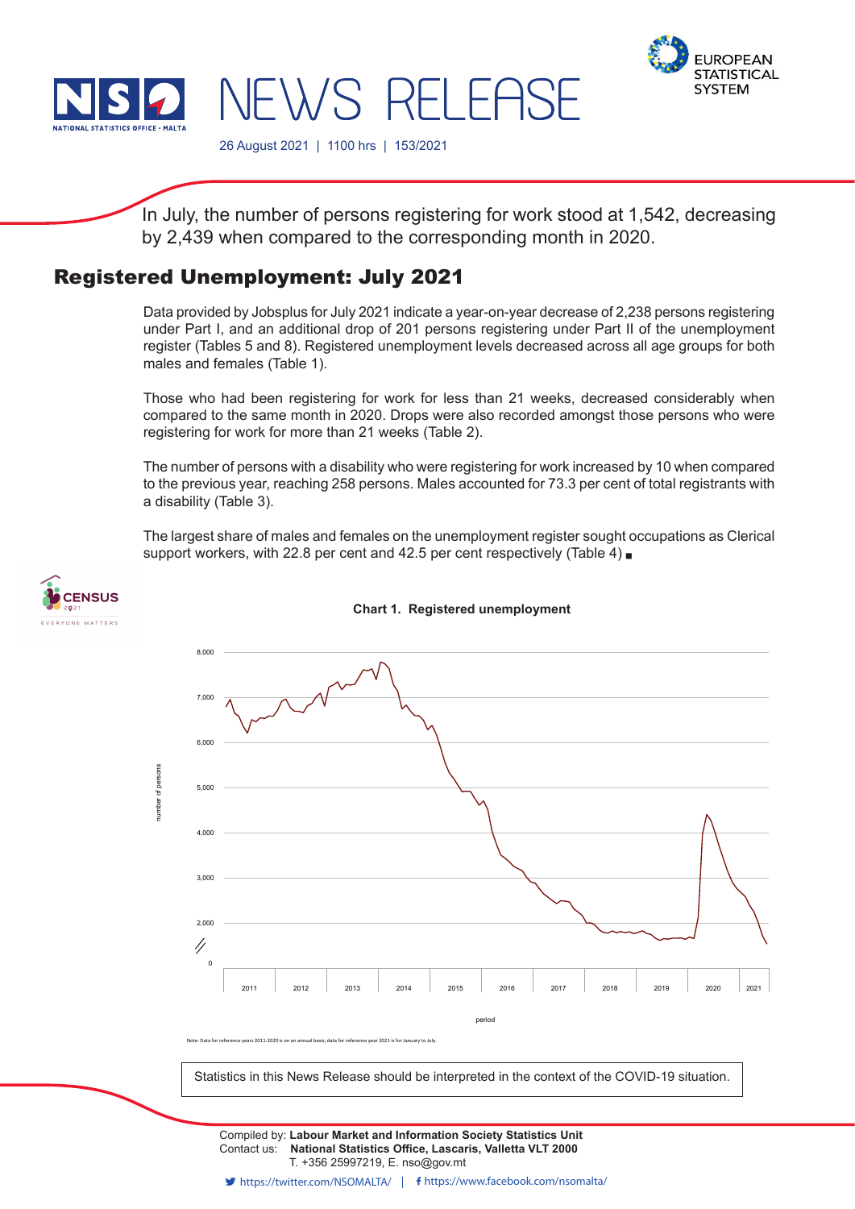# NEWS RELEASE

26 August 2021 | 1100 hrs | 153/2021

In July, the number of persons registering for work stood at 1,542, decreasing by 2,439 when compared to the corresponding month in 2020.

## Registered Unemployment: July 2021

Data provided by Jobsplus for July 2021 indicate a year-on-year decrease of 2,238 persons registering under Part I, and an additional drop of 201 persons registering under Part II of the unemployment register (Tables 5 and 8). Registered unemployment levels decreased across all age groups for both males and females (Table 1).

Those who had been registering for work for less than 21 weeks, decreased considerably when compared to the same month in 2020. Drops were also recorded amongst those persons who were registering for work for more than 21 weeks (Table 2).

The number of persons with a disability who were registering for work increased by 10 when compared to the previous year, reaching 258 persons. Males accounted for 73.3 per cent of total registrants with a disability (Table 3).

The largest share of males and females on the unemployment register sought occupations as Clerical support workers, with 22.8 per cent and 42.5 per cent respectively (Table 4) ■

**Chart 1. Registered unemployment**

Note: Data for reference years 2011-2020 is on an annual basis; data for reference year 2021 is for January to July.

Statistics in this News Release should be interpreted in the context of the COVID-19 situation.

Compiled by: **Labour Market and Information Society Statistics Unit**
Contact us: **National Statistics Office, Lascaris, Valletta VLT 2000**
T. +356 25997219, E. nso@gov.mt

https://twitter.com/NSOMALTA/ | https://www.facebook.com/nsomalta/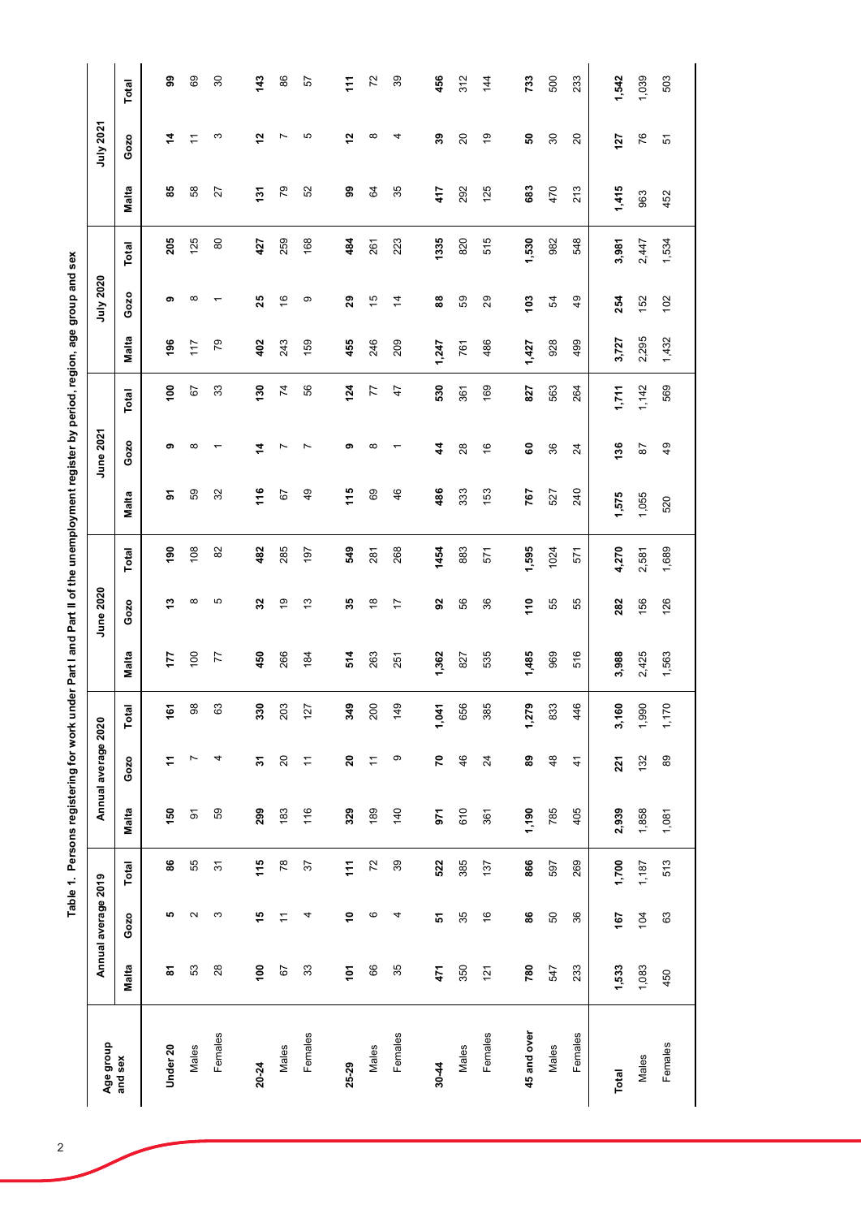**Table 1. Persons registering for work under Part I and Part II of the unemployment register by period, region, age group and sex**

| Age group and sex | Annual average 2019 | | | Annual average 2020 | | | June 2020 | | | June 2021 | | | July 2020 | | | July 2021 | | |
|---|---|---|---|---|---|---|---|---|---|---|---|---|---|---|---|---|---|---|
| | Malta | Gozo | Total | Malta | Gozo | Total | Malta | Gozo | Total | Malta | Gozo | Total | Malta | Gozo | Total | Malta | Gozo | Total |
| **Under 20** | **81** | **5** | **86** | **150** | **11** | **161** | **177** | **13** | **190** | **91** | **9** | **100** | **196** | **9** | **205** | **85** | **14** | **99** |
| Males | 53 | 2 | 55 | 91 | 7 | 98 | 100 | 8 | 108 | 59 | 8 | 67 | 117 | 8 | 125 | 58 | 11 | 69 |
| Females | 28 | 3 | 31 | 59 | 4 | 63 | 77 | 5 | 82 | 32 | 1 | 33 | 79 | 1 | 80 | 27 | 3 | 30 |
| **20-24** | **100** | **15** | **115** | **299** | **31** | **330** | **450** | **32** | **482** | **116** | **14** | **130** | **402** | **25** | **427** | **131** | **12** | **143** |
| Males | 67 | 11 | 78 | 183 | 20 | 203 | 266 | 19 | 285 | 67 | 7 | 74 | 243 | 16 | 259 | 79 | 7 | 86 |
| Females | 33 | 4 | 37 | 116 | 11 | 127 | 184 | 13 | 197 | 49 | 7 | 56 | 159 | 9 | 168 | 52 | 5 | 57 |
| **25-29** | **101** | **10** | **111** | **329** | **20** | **349** | **514** | **35** | **549** | **115** | **9** | **124** | **455** | **29** | **484** | **99** | **12** | **111** |
| Males | 66 | 6 | 72 | 189 | 11 | 200 | 263 | 18 | 281 | 69 | 8 | 77 | 246 | 15 | 261 | 64 | 8 | 72 |
| Females | 35 | 4 | 39 | 140 | 9 | 149 | 251 | 17 | 268 | 46 | 1 | 47 | 209 | 14 | 223 | 35 | 4 | 39 |
| **30-44** | **471** | **51** | **522** | **971** | **70** | **1,041** | **1,362** | **92** | **1454** | **486** | **44** | **530** | **1,247** | **88** | **1335** | **417** | **39** | **456** |
| Males | 350 | 35 | 385 | 610 | 46 | 656 | 827 | 56 | 883 | 333 | 28 | 361 | 761 | 59 | 820 | 292 | 20 | 312 |
| Females | 121 | 16 | 137 | 361 | 24 | 385 | 535 | 36 | 571 | 153 | 16 | 169 | 486 | 29 | 515 | 125 | 19 | 144 |
| **45 and over** | **780** | **86** | **866** | **1,190** | **89** | **1,279** | **1,485** | **110** | **1,595** | **767** | **60** | **827** | **1,427** | **103** | **1,530** | **683** | **50** | **733** |
| Males | 547 | 50 | 597 | 785 | 48 | 833 | 969 | 55 | 1024 | 527 | 36 | 563 | 928 | 54 | 982 | 470 | 30 | 500 |
| Females | 233 | 36 | 269 | 405 | 41 | 446 | 516 | 55 | 571 | 240 | 24 | 264 | 499 | 49 | 548 | 213 | 20 | 233 |
| **Total** | **1,533** | **167** | **1,700** | **2,939** | **221** | **3,160** | **3,988** | **282** | **4,270** | **1,575** | **136** | **1,711** | **3,727** | **254** | **3,981** | **1,415** | **127** | **1,542** |
| Males | 1,083 | 104 | 1,187 | 1,858 | 132 | 1,990 | 2,425 | 156 | 2,581 | 1,055 | 87 | 1,142 | 2,295 | 152 | 2,447 | 963 | 76 | 1,039 |
| Females | 450 | 63 | 513 | 1,081 | 89 | 1,170 | 1,563 | 126 | 1,689 | 520 | 49 | 569 | 1,432 | 102 | 1,534 | 452 | 51 | 503 |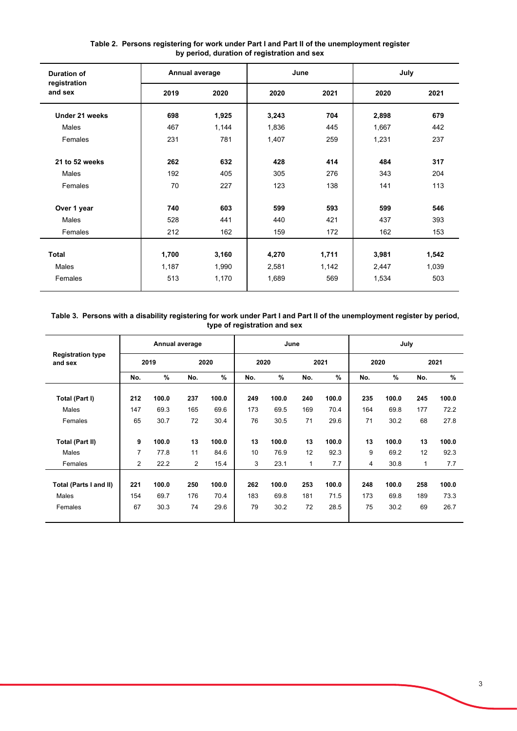**Table 2. Persons registering for work under Part I and Part II of the unemployment register by period, duration of registration and sex**

| Duration of registration and sex | Annual average | | June | | July | |
|---|---|---|---|---|---|---|
| | 2019 | 2020 | 2020 | 2021 | 2020 | 2021 |
| **Under 21 weeks** | **698** | **1,925** | **3,243** | **704** | **2,898** | **679** |
| Males | 467 | 1,144 | 1,836 | 445 | 1,667 | 442 |
| Females | 231 | 781 | 1,407 | 259 | 1,231 | 237 |
| **21 to 52 weeks** | **262** | **632** | **428** | **414** | **484** | **317** |
| Males | 192 | 405 | 305 | 276 | 343 | 204 |
| Females | 70 | 227 | 123 | 138 | 141 | 113 |
| **Over 1 year** | **740** | **603** | **599** | **593** | **599** | **546** |
| Males | 528 | 441 | 440 | 421 | 437 | 393 |
| Females | 212 | 162 | 159 | 172 | 162 | 153 |
| **Total** | **1,700** | **3,160** | **4,270** | **1,711** | **3,981** | **1,542** |
| Males | 1,187 | 1,990 | 2,581 | 1,142 | 2,447 | 1,039 |
| Females | 513 | 1,170 | 1,689 | 569 | 1,534 | 503 |

**Table 3. Persons with a disability registering for work under Part I and Part II of the unemployment register by period, type of registration and sex**

| Registration type and sex | Annual average | | | | June | | | | July | | | |
|---|---|---|---|---|---|---|---|---|---|---|---|---|
| | 2019 | | 2020 | | 2020 | | 2021 | | 2020 | | 2021 | |
| | No. | % | No. | % | No. | % | No. | % | No. | % | No. | % |
| **Total (Part I)** | **212** | **100.0** | **237** | **100.0** | **249** | **100.0** | **240** | **100.0** | **235** | **100.0** | **245** | **100.0** |
| Males | 147 | 69.3 | 165 | 69.6 | 173 | 69.5 | 169 | 70.4 | 164 | 69.8 | 177 | 72.2 |
| Females | 65 | 30.7 | 72 | 30.4 | 76 | 30.5 | 71 | 29.6 | 71 | 30.2 | 68 | 27.8 |
| **Total (Part II)** | **9** | **100.0** | **13** | **100.0** | **13** | **100.0** | **13** | **100.0** | **13** | **100.0** | **13** | **100.0** |
| Males | 7 | 77.8 | 11 | 84.6 | 10 | 76.9 | 12 | 92.3 | 9 | 69.2 | 12 | 92.3 |
| Females | 2 | 22.2 | 2 | 15.4 | 3 | 23.1 | 1 | 7.7 | 4 | 30.8 | 1 | 7.7 |
| **Total (Parts I and II)** | **221** | **100.0** | **250** | **100.0** | **262** | **100.0** | **253** | **100.0** | **248** | **100.0** | **258** | **100.0** |
| Males | 154 | 69.7 | 176 | 70.4 | 183 | 69.8 | 181 | 71.5 | 173 | 69.8 | 189 | 73.3 |
| Females | 67 | 30.3 | 74 | 29.6 | 79 | 30.2 | 72 | 28.5 | 75 | 30.2 | 69 | 26.7 |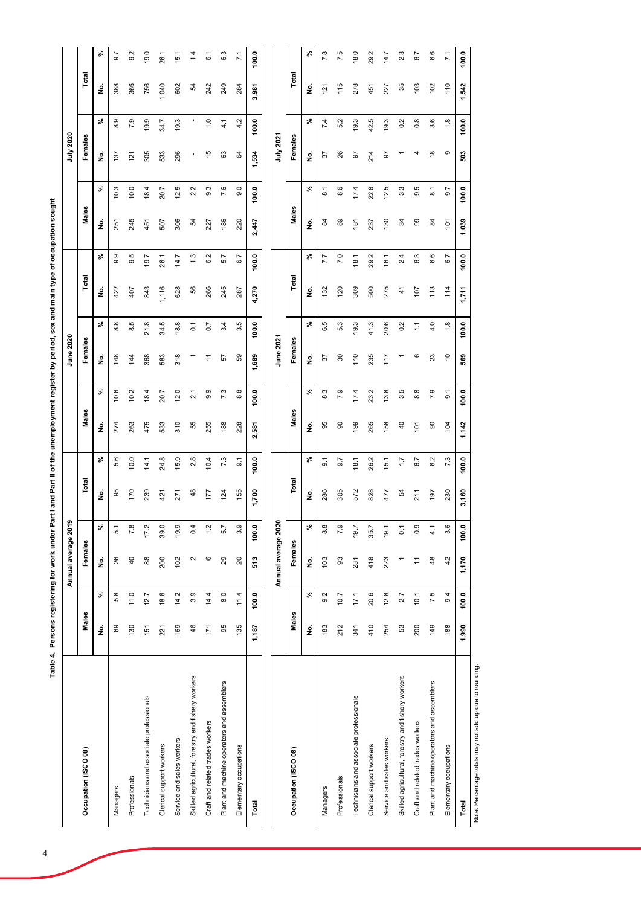**Table 4. Persons registering for work under Part I and Part II of the unemployment register by period, sex and main type of occupation sought**

| Occupation (ISCO 08) | Annual average 2019 | | | | | | June 2020 | | | | | | July 2020 | | | | | |
|---|---|---|---|---|---|---|---|---|---|---|---|---|---|---|---|---|---|---|
| | Males | | Females | | Total | | Males | | Females | | Total | | Males | | Females | | Total | |
| | No. | % | No. | % | No. | % | No. | % | No. | % | No. | % | No. | % | No. | % | No. | % |
| Managers | 69 | 5.8 | 26 | 5.1 | 95 | 5.6 | 274 | 10.6 | 148 | 8.8 | 422 | 9.9 | 251 | 10.3 | 137 | 8.9 | 388 | 9.7 |
| Professionals | 130 | 11.0 | 40 | 7.8 | 170 | 10.0 | 263 | 10.2 | 144 | 8.5 | 407 | 9.5 | 245 | 10.0 | 121 | 7.9 | 366 | 9.2 |
| Technicians and associate professionals | 151 | 12.7 | 88 | 17.2 | 239 | 14.1 | 475 | 18.4 | 368 | 21.8 | 843 | 19.7 | 451 | 18.4 | 305 | 19.9 | 756 | 19.0 |
| Clerical support workers | 221 | 18.6 | 200 | 39.0 | 421 | 24.8 | 533 | 20.7 | 583 | 34.5 | 1,116 | 26.1 | 507 | 20.7 | 533 | 34.7 | 1,040 | 26.1 |
| Service and sales workers | 169 | 14.2 | 102 | 19.9 | 271 | 15.9 | 310 | 12.0 | 318 | 18.8 | 628 | 14.7 | 306 | 12.5 | 296 | 19.3 | 602 | 15.1 |
| Skilled agricultural, forestry and fishery workers | 46 | 3.9 | 2 | 0.4 | 48 | 2.8 | 55 | 2.1 | 1 | 0.1 | 56 | 1.3 | 54 | 2.2 | - | - | 54 | 1.4 |
| Craft and related trades workers | 171 | 14.4 | 6 | 1.2 | 177 | 10.4 | 255 | 9.9 | 11 | 0.7 | 266 | 6.2 | 227 | 9.3 | 15 | 1.0 | 242 | 6.1 |
| Plant and machine operators and assemblers | 95 | 8.0 | 29 | 5.7 | 124 | 7.3 | 188 | 7.3 | 57 | 3.4 | 245 | 5.7 | 186 | 7.6 | 63 | 4.1 | 249 | 6.3 |
| Elementary occupations | 135 | 11.4 | 20 | 3.9 | 155 | 9.1 | 228 | 8.8 | 59 | 3.5 | 287 | 6.7 | 220 | 9.0 | 64 | 4.2 | 284 | 7.1 |
| **Total** | **1,187** | **100.0** | **513** | **100.0** | **1,700** | **100.0** | **2,581** | **100.0** | **1,689** | **100.0** | **4,270** | **100.0** | **2,447** | **100.0** | **1,534** | **100.0** | **3,981** | **100.0** |

| Occupation (ISCO 08) | Annual average 2020 | | | | | | June 2021 | | | | | | July 2021 | | | | | |
|---|---|---|---|---|---|---|---|---|---|---|---|---|---|---|---|---|---|---|
| | Males | | Females | | Total | | Males | | Females | | Total | | Males | | Females | | Total | |
| | No. | % | No. | % | No. | % | No. | % | No. | % | No. | % | No. | % | No. | % | No. | % |
| Managers | 183 | 9.2 | 103 | 8.8 | 286 | 9.1 | 95 | 8.3 | 37 | 6.5 | 132 | 7.7 | 84 | 8.1 | 37 | 7.4 | 121 | 7.8 |
| Professionals | 212 | 10.7 | 93 | 7.9 | 305 | 9.7 | 90 | 7.9 | 30 | 5.3 | 120 | 7.0 | 89 | 8.6 | 26 | 5.2 | 115 | 7.5 |
| Technicians and associate professionals | 341 | 17.1 | 231 | 19.7 | 572 | 18.1 | 199 | 17.4 | 110 | 19.3 | 309 | 18.1 | 181 | 17.4 | 97 | 19.3 | 278 | 18.0 |
| Clerical support workers | 410 | 20.6 | 418 | 35.7 | 828 | 26.2 | 265 | 23.2 | 235 | 41.3 | 500 | 29.2 | 237 | 22.8 | 214 | 42.5 | 451 | 29.2 |
| Service and sales workers | 254 | 12.8 | 223 | 19.1 | 477 | 15.1 | 158 | 13.8 | 117 | 20.6 | 275 | 16.1 | 130 | 12.5 | 97 | 19.3 | 227 | 14.7 |
| Skilled agricultural, forestry and fishery workers | 53 | 2.7 | 1 | 0.1 | 54 | 1.7 | 40 | 3.5 | 1 | 0.2 | 41 | 2.4 | 34 | 3.3 | 1 | 0.2 | 35 | 2.3 |
| Craft and related trades workers | 200 | 10.1 | 11 | 0.9 | 211 | 6.7 | 101 | 8.8 | 6 | 1.1 | 107 | 6.3 | 99 | 9.5 | 4 | 0.8 | 103 | 6.7 |
| Plant and machine operators and assemblers | 149 | 7.5 | 48 | 4.1 | 197 | 6.2 | 90 | 7.9 | 23 | 4.0 | 113 | 6.6 | 84 | 8.1 | 18 | 3.6 | 102 | 6.6 |
| Elementary occupations | 188 | 9.4 | 42 | 3.6 | 230 | 7.3 | 104 | 9.1 | 10 | 1.8 | 114 | 6.7 | 101 | 9.7 | 9 | 1.8 | 110 | 7.1 |
| **Total** | **1,990** | **100.0** | **1,170** | **100.0** | **3,160** | **100.0** | **1,142** | **100.0** | **569** | **100.0** | **1,711** | **100.0** | **1,039** | **100.0** | **503** | **100.0** | **1,542** | **100.0** |

Note: Percentage totals may not add up due to rounding.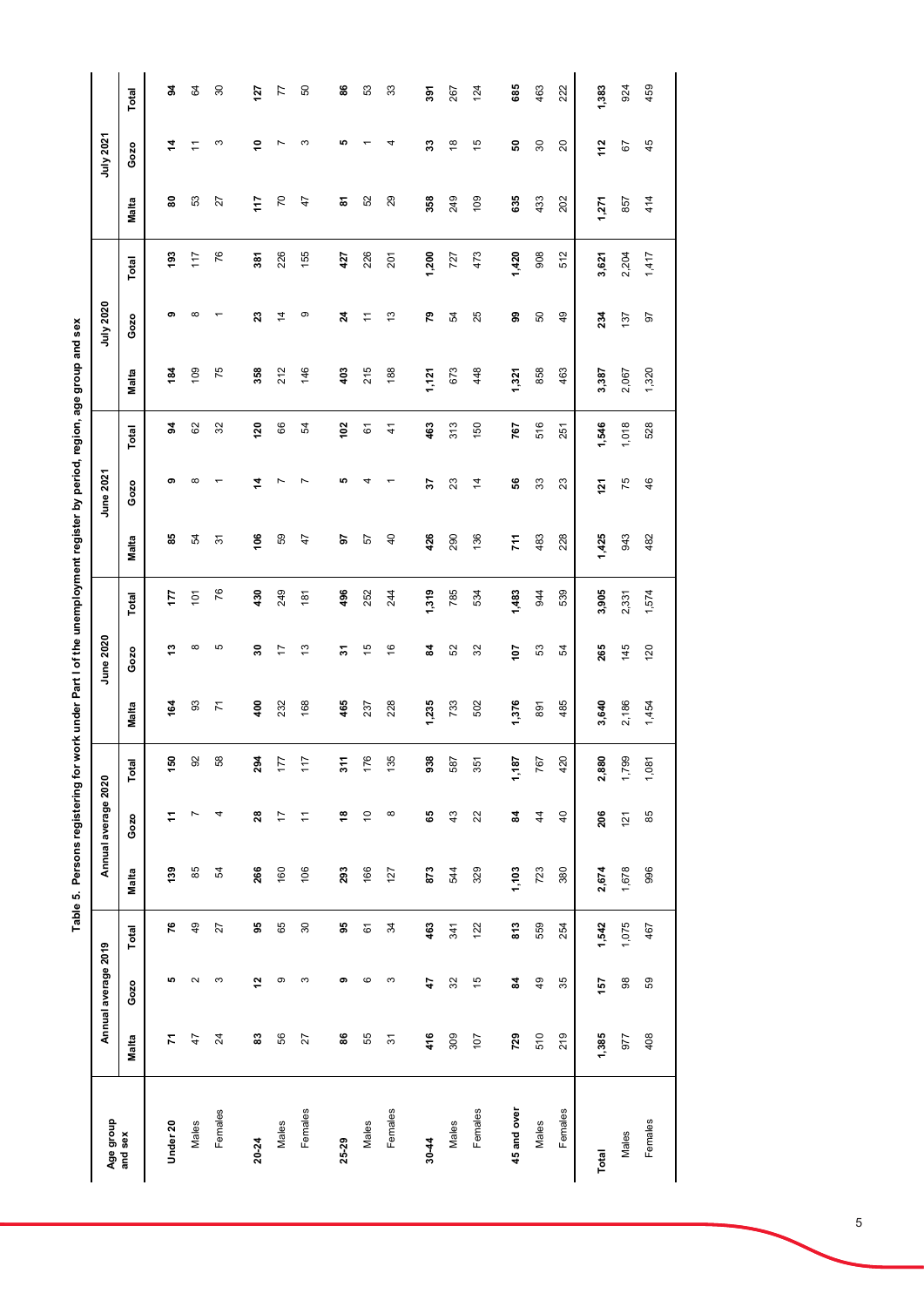**Table 5. Persons registering for work under Part I of the unemployment register by period, region, age group and sex**

| Age group and sex | Annual average 2019 | | | Annual average 2020 | | | June 2020 | | | June 2021 | | | July 2020 | | | July 2021 | | |
|---|---|---|---|---|---|---|---|---|---|---|---|---|---|---|---|---|---|---|
| | Malta | Gozo | Total | Malta | Gozo | Total | Malta | Gozo | Total | Malta | Gozo | Total | Malta | Gozo | Total | Malta | Gozo | Total |
| **Under 20** | **71** | **5** | **76** | **139** | **11** | **150** | **164** | **13** | **177** | **85** | **9** | **94** | **184** | **9** | **193** | **80** | **14** | **94** |
| Males | 47 | 2 | 49 | 85 | 7 | 92 | 93 | 8 | 101 | 54 | 8 | 62 | 109 | 8 | 117 | 53 | 11 | 64 |
| Females | 24 | 3 | 27 | 54 | 4 | 58 | 71 | 5 | 76 | 31 | 1 | 32 | 75 | 1 | 76 | 27 | 3 | 30 |
| **20-24** | **83** | **12** | **95** | **266** | **28** | **294** | **400** | **30** | **430** | **106** | **14** | **120** | **358** | **23** | **381** | **117** | **10** | **127** |
| Males | 56 | 9 | 65 | 160 | 17 | 177 | 232 | 17 | 249 | 59 | 7 | 66 | 212 | 14 | 226 | 70 | 7 | 77 |
| Females | 27 | 3 | 30 | 106 | 11 | 117 | 168 | 13 | 181 | 47 | 7 | 54 | 146 | 9 | 155 | 47 | 3 | 50 |
| **25-29** | **86** | **9** | **95** | **293** | **18** | **311** | **465** | **31** | **496** | **97** | **5** | **102** | **403** | **24** | **427** | **81** | **5** | **86** |
| Males | 55 | 6 | 61 | 166 | 10 | 176 | 237 | 15 | 252 | 57 | 4 | 61 | 215 | 11 | 226 | 52 | 1 | 53 |
| Females | 31 | 3 | 34 | 127 | 8 | 135 | 228 | 16 | 244 | 40 | 1 | 41 | 188 | 13 | 201 | 29 | 4 | 33 |
| **30-44** | **416** | **47** | **463** | **873** | **65** | **938** | **1,235** | **84** | **1,319** | **426** | **37** | **463** | **1,121** | **79** | **1,200** | **358** | **33** | **391** |
| Males | 309 | 32 | 341 | 544 | 43 | 587 | 733 | 52 | 785 | 290 | 23 | 313 | 673 | 54 | 727 | 249 | 18 | 267 |
| Females | 107 | 15 | 122 | 329 | 22 | 351 | 502 | 32 | 534 | 136 | 14 | 150 | 448 | 25 | 473 | 109 | 15 | 124 |
| **45 and over** | **729** | **84** | **813** | **1,103** | **84** | **1,187** | **1,376** | **107** | **1,483** | **711** | **56** | **767** | **1,321** | **99** | **1,420** | **635** | **50** | **685** |
| Males | 510 | 49 | 559 | 723 | 44 | 767 | 891 | 53 | 944 | 483 | 33 | 516 | 858 | 50 | 908 | 433 | 30 | 463 |
| Females | 219 | 35 | 254 | 380 | 40 | 420 | 485 | 54 | 539 | 228 | 23 | 251 | 463 | 49 | 512 | 202 | 20 | 222 |
| **Total** | **1,385** | **157** | **1,542** | **2,674** | **206** | **2,880** | **3,640** | **265** | **3,905** | **1,425** | **121** | **1,546** | **3,387** | **234** | **3,621** | **1,271** | **112** | **1,383** |
| Males | 977 | 98 | 1,075 | 1,678 | 121 | 1,799 | 2,186 | 145 | 2,331 | 943 | 75 | 1,018 | 2,067 | 137 | 2,204 | 857 | 67 | 924 |
| Females | 408 | 59 | 467 | 996 | 85 | 1,081 | 1,454 | 120 | 1,574 | 482 | 46 | 528 | 1,320 | 97 | 1,417 | 414 | 45 | 459 |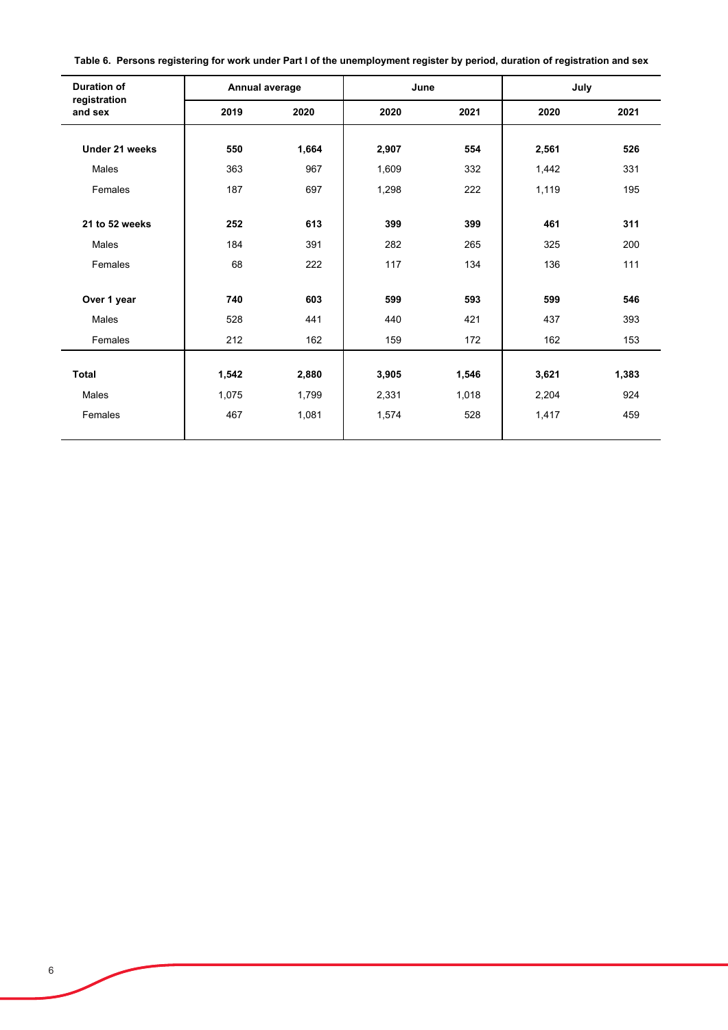**Table 6. Persons registering for work under Part I of the unemployment register by period, duration of registration and sex**

| Duration of registration and sex | Annual average | | June | | July | |
|---|---|---|---|---|---|---|
| | 2019 | 2020 | 2020 | 2021 | 2020 | 2021 |
| **Under 21 weeks** | **550** | **1,664** | **2,907** | **554** | **2,561** | **526** |
| Males | 363 | 967 | 1,609 | 332 | 1,442 | 331 |
| Females | 187 | 697 | 1,298 | 222 | 1,119 | 195 |
| **21 to 52 weeks** | **252** | **613** | **399** | **399** | **461** | **311** |
| Males | 184 | 391 | 282 | 265 | 325 | 200 |
| Females | 68 | 222 | 117 | 134 | 136 | 111 |
| **Over 1 year** | **740** | **603** | **599** | **593** | **599** | **546** |
| Males | 528 | 441 | 440 | 421 | 437 | 393 |
| Females | 212 | 162 | 159 | 172 | 162 | 153 |
| **Total** | **1,542** | **2,880** | **3,905** | **1,546** | **3,621** | **1,383** |
| Males | 1,075 | 1,799 | 2,331 | 1,018 | 2,204 | 924 |
| Females | 467 | 1,081 | 1,574 | 528 | 1,417 | 459 |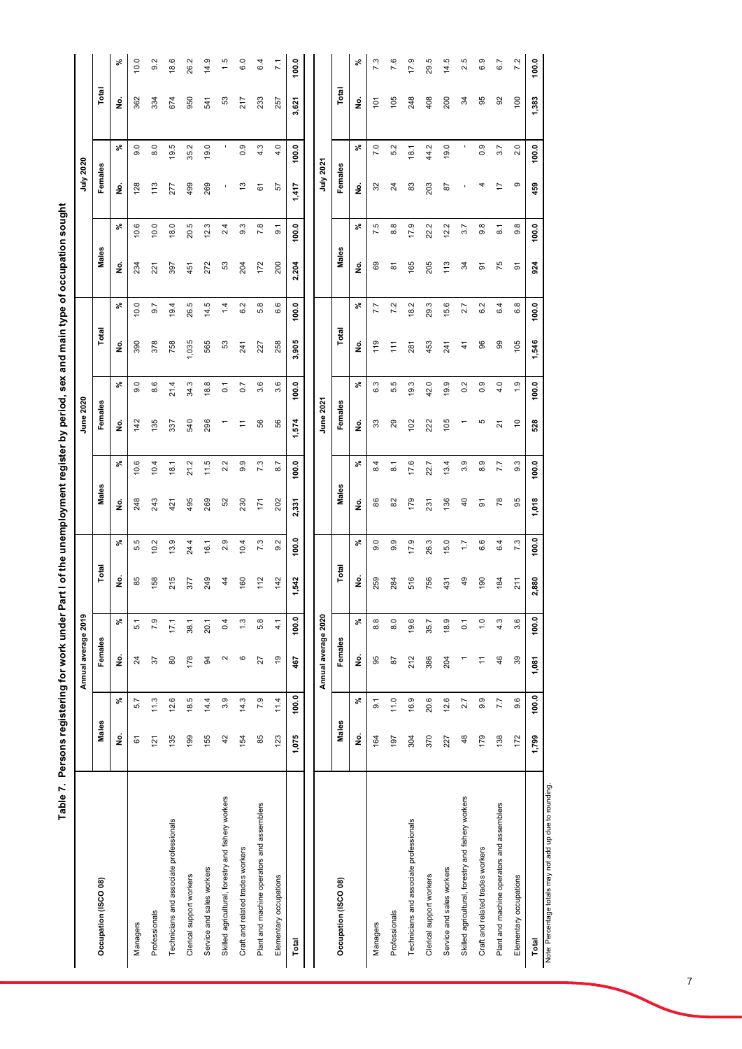# Table 7. Persons registering for work under Part I of the unemployment register by period, sex and main type of occupation sought

| Occupation (ISCO 08) | Annual average 2019 | | | | | | June 2020 | | | | | | July 2020 | | | | | |
|---|---|---|---|---|---|---|---|---|---|---|---|---|---|---|---|---|---|---|
| | Males | | Females | | Total | | Males | | Females | | Total | | Males | | Females | | Total | |
| | No. | % | No. | % | No. | % | No. | % | No. | % | No. | % | No. | % | No. | % | No. | % |
| Managers | 61 | 5.7 | 24 | 5.1 | 85 | 5.5 | 248 | 10.6 | 142 | 9.0 | 390 | 10.0 | 234 | 10.6 | 128 | 9.0 | 362 | 10.0 |
| Professionals | 121 | 11.3 | 37 | 7.9 | 158 | 10.2 | 243 | 10.4 | 135 | 8.6 | 378 | 9.7 | 221 | 10.0 | 113 | 8.0 | 334 | 9.2 |
| Technicians and associate professionals | 135 | 12.6 | 80 | 17.1 | 215 | 13.9 | 421 | 18.1 | 337 | 21.4 | 758 | 19.4 | 397 | 18.0 | 277 | 19.5 | 674 | 18.6 |
| Clerical support workers | 199 | 18.5 | 178 | 38.1 | 377 | 24.4 | 495 | 21.2 | 540 | 34.3 | 1,035 | 26.5 | 451 | 20.5 | 499 | 35.2 | 950 | 26.2 |
| Service and sales workers | 155 | 14.4 | 94 | 20.1 | 249 | 16.1 | 269 | 11.5 | 296 | 18.8 | 565 | 14.5 | 272 | 12.3 | 269 | 19.0 | 541 | 14.9 |
| Skilled agricultural, forestry and fishery workers | 42 | 3.9 | 2 | 0.4 | 44 | 2.9 | 52 | 2.2 | 1 | 0.1 | 53 | 1.4 | 53 | 2.4 | - | - | 53 | 1.5 |
| Craft and related trades workers | 154 | 14.3 | 6 | 1.3 | 160 | 10.4 | 230 | 9.9 | 11 | 0.7 | 241 | 6.2 | 204 | 9.3 | 13 | 0.9 | 217 | 6.0 |
| Plant and machine operators and assemblers | 85 | 7.9 | 27 | 5.8 | 112 | 7.3 | 171 | 7.3 | 56 | 3.6 | 227 | 5.8 | 172 | 7.8 | 61 | 4.3 | 233 | 6.4 |
| Elementary occupations | 123 | 11.4 | 19 | 4.1 | 142 | 9.2 | 202 | 8.7 | 56 | 3.6 | 258 | 6.6 | 200 | 9.1 | 57 | 4.0 | 257 | 7.1 |
| **Total** | **1,075** | **100.0** | **467** | **100.0** | **1,542** | **100.0** | **2,331** | **100.0** | **1,574** | **100.0** | **3,905** | **100.0** | **2,204** | **100.0** | **1,417** | **100.0** | **3,621** | **100.0** |

| Occupation (ISCO 08) | Annual average 2020 | | | | | | June 2021 | | | | | | July 2021 | | | | | |
|---|---|---|---|---|---|---|---|---|---|---|---|---|---|---|---|---|---|---|
| | Males | | Females | | Total | | Males | | Females | | Total | | Males | | Females | | Total | |
| | No. | % | No. | % | No. | % | No. | % | No. | % | No. | % | No. | % | No. | % | No. | % |
| Managers | 164 | 9.1 | 95 | 8.8 | 259 | 9.0 | 86 | 8.4 | 33 | 6.3 | 119 | 7.7 | 69 | 7.5 | 32 | 7.0 | 101 | 7.3 |
| Professionals | 197 | 11.0 | 87 | 8.0 | 284 | 9.9 | 82 | 8.1 | 29 | 5.5 | 111 | 7.2 | 81 | 8.8 | 24 | 5.2 | 105 | 7.6 |
| Technicians and associate professionals | 304 | 16.9 | 212 | 19.6 | 516 | 17.9 | 179 | 17.6 | 102 | 19.3 | 281 | 18.2 | 165 | 17.9 | 83 | 18.1 | 248 | 17.9 |
| Clerical support workers | 370 | 20.6 | 386 | 35.7 | 756 | 26.3 | 231 | 22.7 | 222 | 42.0 | 453 | 29.3 | 205 | 22.2 | 203 | 44.2 | 408 | 29.5 |
| Service and sales workers | 227 | 12.6 | 204 | 18.9 | 431 | 15.0 | 136 | 13.4 | 105 | 19.9 | 241 | 15.6 | 113 | 12.2 | 87 | 19.0 | 200 | 14.5 |
| Skilled agricultural, forestry and fishery workers | 48 | 2.7 | 1 | 0.1 | 49 | 1.7 | 40 | 3.9 | 1 | 0.2 | 41 | 2.7 | 34 | 3.7 | - | - | 34 | 2.5 |
| Craft and related trades workers | 179 | 9.9 | 11 | 1.0 | 190 | 6.6 | 91 | 8.9 | 5 | 0.9 | 96 | 6.2 | 91 | 9.8 | 4 | 0.9 | 95 | 6.9 |
| Plant and machine operators and assemblers | 138 | 7.7 | 46 | 4.3 | 184 | 6.4 | 78 | 7.7 | 21 | 4.0 | 99 | 6.4 | 75 | 8.1 | 17 | 3.7 | 92 | 6.7 |
| Elementary occupations | 172 | 9.6 | 39 | 3.6 | 211 | 7.3 | 95 | 9.3 | 10 | 1.9 | 105 | 6.8 | 91 | 9.8 | 9 | 2.0 | 100 | 7.2 |
| **Total** | **1,799** | **100.0** | **1,081** | **100.0** | **2,880** | **100.0** | **1,018** | **100.0** | **528** | **100.0** | **1,546** | **100.0** | **924** | **100.0** | **459** | **100.0** | **1,383** | **100.0** |

Note: Percentage totals may not add up due to rounding.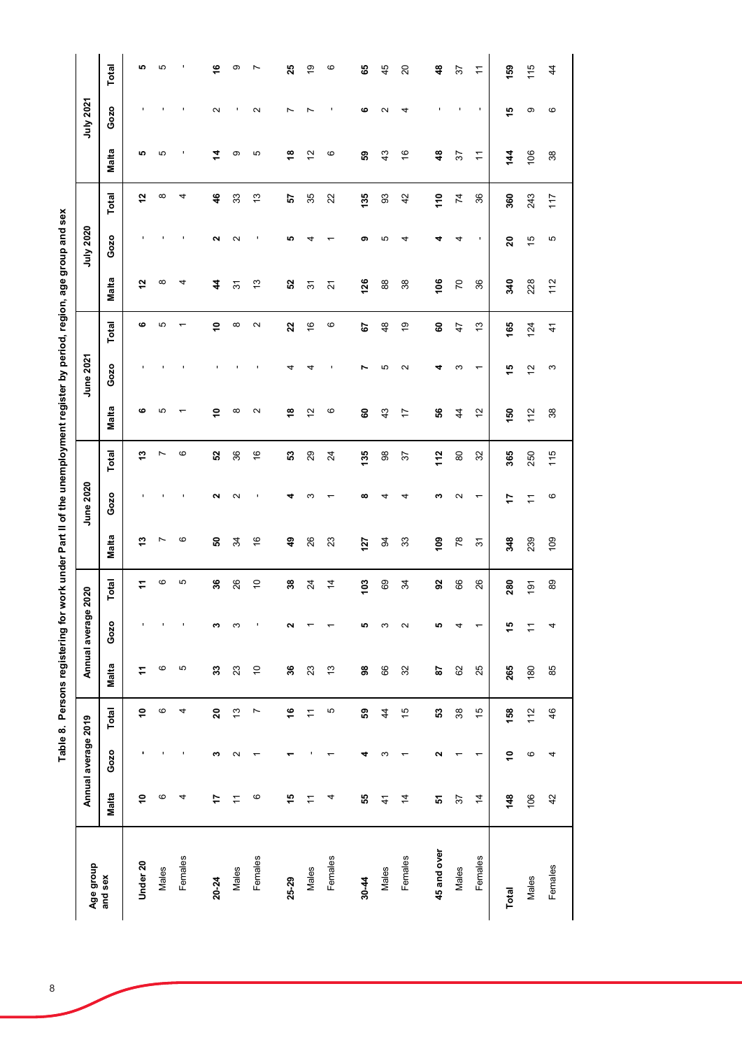# Table 8. Persons registering for work under Part II of the unemployment register by period, region, age group and sex

| Age group and sex | Annual average 2019 | | | Annual average 2020 | | | June 2020 | | | June 2021 | | | July 2020 | | | July 2021 | | |
|---|---|---|---|---|---|---|---|---|---|---|---|---|---|---|---|---|---|---|
| | Malta | Gozo | Total | Malta | Gozo | Total | Malta | Gozo | Total | Malta | Gozo | Total | Malta | Gozo | Total | Malta | Gozo | Total |
| **Under 20** | **10** | **-** | **10** | **11** | **-** | **11** | **13** | **-** | **13** | **6** | **-** | **6** | **12** | **-** | **12** | **5** | **-** | **5** |
| Males | 6 | - | 6 | 6 | - | 6 | 7 | - | 7 | 5 | - | 5 | 8 | - | 8 | 5 | - | 5 |
| Females | 4 | - | 4 | 5 | - | 5 | 6 | - | 6 | 1 | - | 1 | 4 | - | 4 | - | - | - |
| **20-24** | **17** | **3** | **20** | **33** | **3** | **36** | **50** | **2** | **52** | **10** | **-** | **10** | **44** | **2** | **46** | **14** | **2** | **16** |
| Males | 11 | 2 | 13 | 23 | 3 | 26 | 34 | 2 | 36 | 8 | - | 8 | 31 | 2 | 33 | 9 | - | 9 |
| Females | 6 | 1 | 7 | 10 | - | 10 | 16 | - | 16 | 2 | - | 2 | 13 | - | 13 | 5 | 2 | 7 |
| **25-29** | **15** | **1** | **16** | **36** | **2** | **38** | **49** | **4** | **53** | **18** | **4** | **22** | **52** | **5** | **57** | **18** | **7** | **25** |
| Males | 11 | - | 11 | 23 | 1 | 24 | 26 | 3 | 29 | 12 | 4 | 16 | 31 | 4 | 35 | 12 | 7 | 19 |
| Females | 4 | 1 | 5 | 13 | 1 | 14 | 23 | 1 | 24 | 6 | - | 6 | 21 | 1 | 22 | 6 | - | 6 |
| **30-44** | **55** | **4** | **59** | **98** | **5** | **103** | **127** | **8** | **135** | **60** | **7** | **67** | **126** | **9** | **135** | **59** | **6** | **65** |
| Males | 41 | 3 | 44 | 66 | 3 | 69 | 94 | 4 | 98 | 43 | 5 | 48 | 88 | 5 | 93 | 43 | 2 | 45 |
| Females | 14 | 1 | 15 | 32 | 2 | 34 | 33 | 4 | 37 | 17 | 2 | 19 | 38 | 4 | 42 | 16 | 4 | 20 |
| **45 and over** | **51** | **2** | **53** | **87** | **5** | **92** | **109** | **3** | **112** | **56** | **4** | **60** | **106** | **4** | **110** | **48** | **-** | **48** |
| Males | 37 | 1 | 38 | 62 | 4 | 66 | 78 | 2 | 80 | 44 | 3 | 47 | 70 | 4 | 74 | 37 | - | 37 |
| Females | 14 | 1 | 15 | 25 | 1 | 26 | 31 | 1 | 32 | 12 | 1 | 13 | 36 | - | 36 | 11 | - | 11 |
| **Total** | **148** | **10** | **158** | **265** | **15** | **280** | **348** | **17** | **365** | **150** | **15** | **165** | **340** | **20** | **360** | **144** | **15** | **159** |
| Males | 106 | 6 | 112 | 180 | 11 | 191 | 239 | 11 | 250 | 112 | 12 | 124 | 228 | 15 | 243 | 106 | 9 | 115 |
| Females | 42 | 4 | 46 | 85 | 4 | 89 | 109 | 6 | 115 | 38 | 3 | 41 | 112 | 5 | 117 | 38 | 6 | 44 |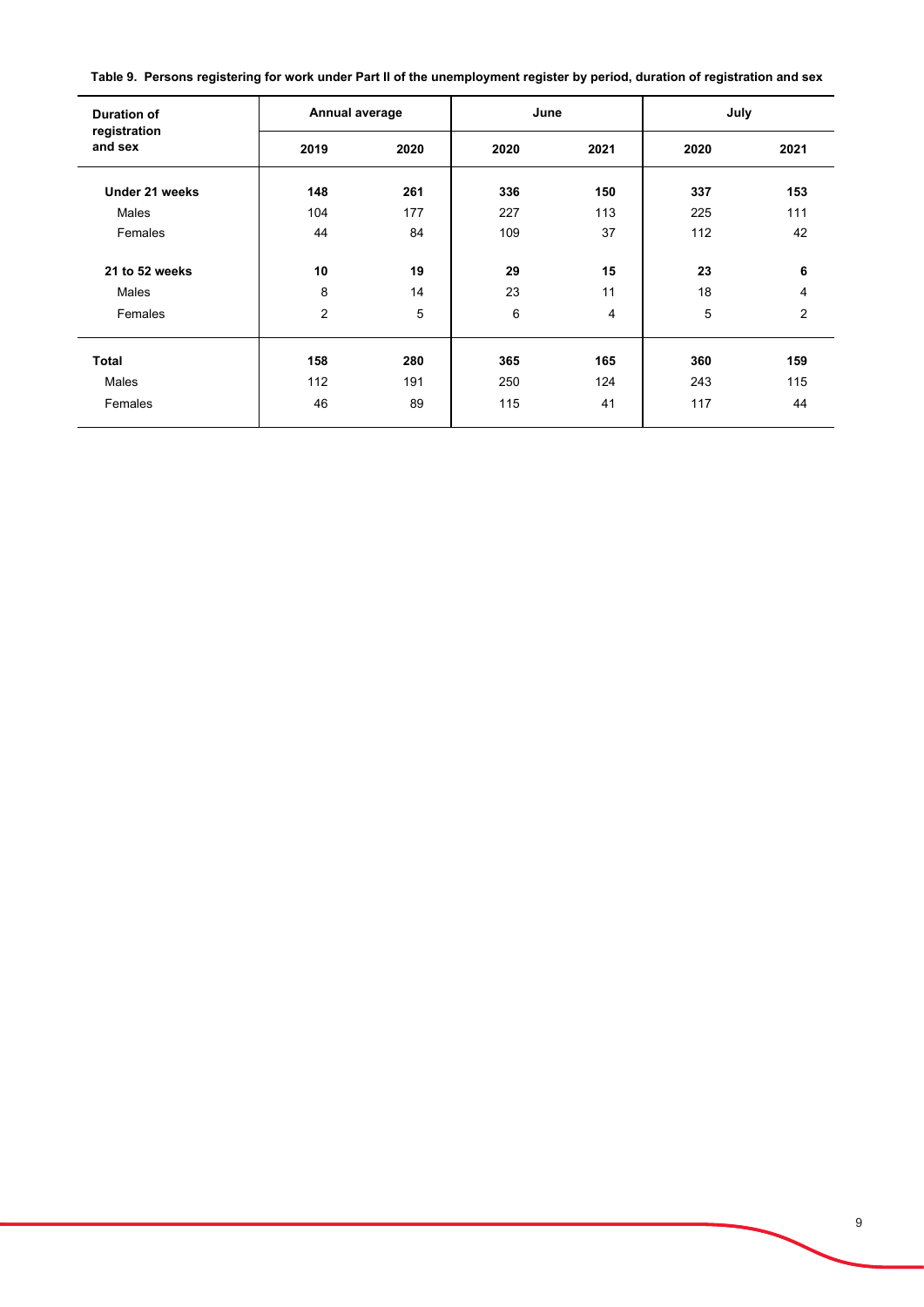**Table 9. Persons registering for work under Part II of the unemployment register by period, duration of registration and sex**

| Duration of registration and sex | Annual average | | June | | July | |
|---|---|---|---|---|---|---|
| | 2019 | 2020 | 2020 | 2021 | 2020 | 2021 |
| **Under 21 weeks** | **148** | **261** | **336** | **150** | **337** | **153** |
| Males | 104 | 177 | 227 | 113 | 225 | 111 |
| Females | 44 | 84 | 109 | 37 | 112 | 42 |
| **21 to 52 weeks** | **10** | **19** | **29** | **15** | **23** | **6** |
| Males | 8 | 14 | 23 | 11 | 18 | 4 |
| Females | 2 | 5 | 6 | 4 | 5 | 2 |
| **Total** | **158** | **280** | **365** | **165** | **360** | **159** |
| Males | 112 | 191 | 250 | 124 | 243 | 115 |
| Females | 46 | 89 | 115 | 41 | 117 | 44 |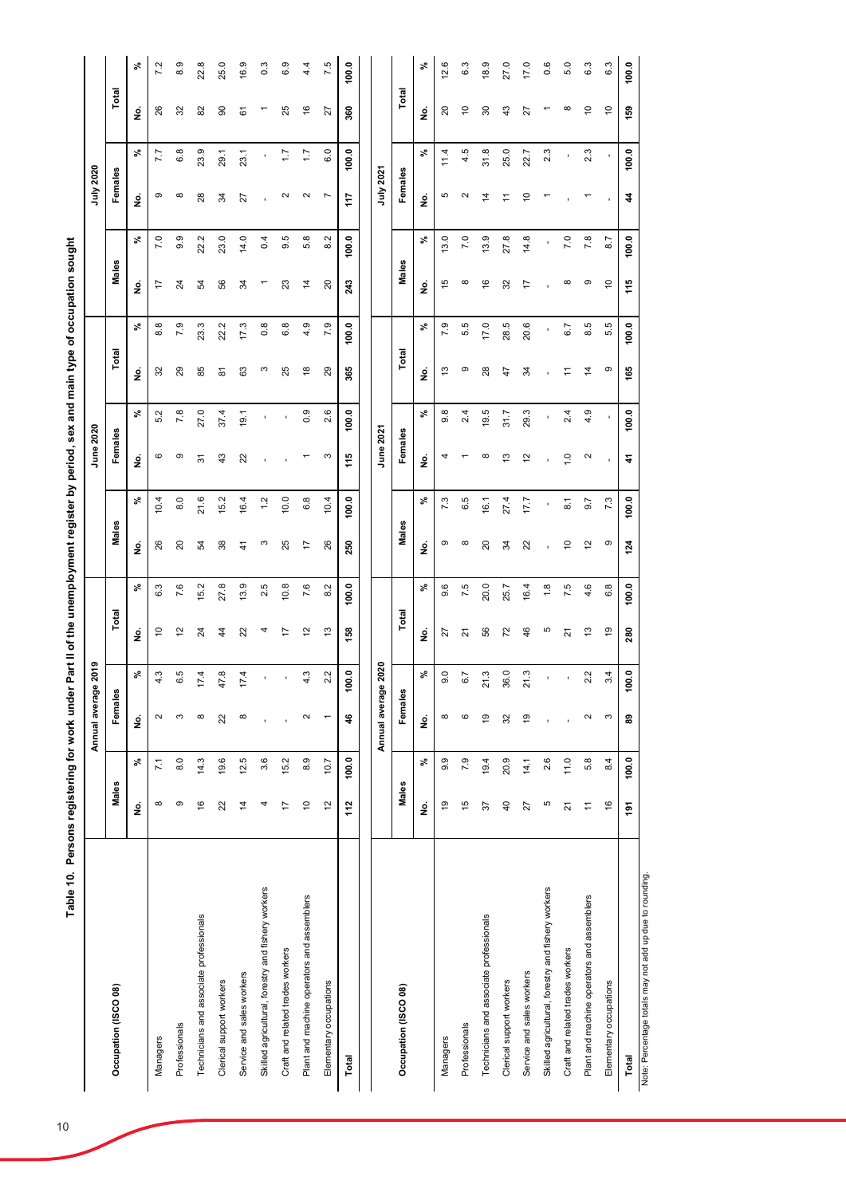# Table 10. Persons registering for work under Part II of the unemployment register by period, sex and main type of occupation sought

| Occupation (ISCO 08) | Annual average 2019 | | | | | | June 2020 | | | | | | July 2020 | | | | | |
|---|---|---|---|---|---|---|---|---|---|---|---|---|---|---|---|---|---|---|
| | Males | | Females | | Total | | Males | | Females | | Total | | Males | | Females | | Total | |
| | No. | % | No. | % | No. | % | No. | % | No. | % | No. | % | No. | % | No. | % | No. | % |
| Managers | 8 | 7.1 | 2 | 4.3 | 10 | 6.3 | 26 | 10.4 | 6 | 5.2 | 32 | 8.8 | 17 | 7.0 | 9 | 7.7 | 26 | 7.2 |
| Professionals | 9 | 8.0 | 3 | 6.5 | 12 | 7.6 | 20 | 8.0 | 9 | 7.8 | 29 | 7.9 | 24 | 9.9 | 8 | 6.8 | 32 | 8.9 |
| Technicians and associate professionals | 16 | 14.3 | 8 | 17.4 | 24 | 15.2 | 54 | 21.6 | 31 | 27.0 | 85 | 23.3 | 54 | 22.2 | 28 | 23.9 | 82 | 22.8 |
| Clerical support workers | 22 | 19.6 | 22 | 47.8 | 44 | 27.8 | 38 | 15.2 | 43 | 37.4 | 81 | 22.2 | 56 | 23.0 | 34 | 29.1 | 90 | 25.0 |
| Service and sales workers | 14 | 12.5 | 8 | 17.4 | 22 | 13.9 | 41 | 16.4 | 22 | 19.1 | 63 | 17.3 | 34 | 14.0 | 27 | 23.1 | 61 | 16.9 |
| Skilled agricultural, forestry and fishery workers | 4 | 3.6 | - | - | 4 | 2.5 | 3 | 1.2 | - | - | 3 | 0.8 | 1 | 0.4 | - | - | 1 | 0.3 |
| Craft and related trades workers | 17 | 15.2 | - | - | 17 | 10.8 | 25 | 10.0 | - | - | 25 | 6.8 | 23 | 9.5 | 2 | 1.7 | 25 | 6.9 |
| Plant and machine operators and assemblers | 10 | 8.9 | 2 | 4.3 | 12 | 7.6 | 17 | 6.8 | 1 | 0.9 | 18 | 4.9 | 14 | 5.8 | 2 | 1.7 | 16 | 4.4 |
| Elementary occupations | 12 | 10.7 | 1 | 2.2 | 13 | 8.2 | 26 | 10.4 | 3 | 2.6 | 29 | 7.9 | 20 | 8.2 | 7 | 6.0 | 27 | 7.5 |
| **Total** | **112** | **100.0** | **46** | **100.0** | **158** | **100.0** | **250** | **100.0** | **115** | **100.0** | **365** | **100.0** | **243** | **100.0** | **117** | **100.0** | **360** | **100.0** |

| Occupation (ISCO 08) | Annual average 2020 | | | | | | June 2021 | | | | | | July 2021 | | | | | |
|---|---|---|---|---|---|---|---|---|---|---|---|---|---|---|---|---|---|---|
| | Males | | Females | | Total | | Males | | Females | | Total | | Males | | Females | | Total | |
| | No. | % | No. | % | No. | % | No. | % | No. | % | No. | % | No. | % | No. | % | No. | % |
| Managers | 19 | 9.9 | 8 | 9.0 | 27 | 9.6 | 9 | 7.3 | 4 | 9.8 | 13 | 7.9 | 15 | 13.0 | 5 | 11.4 | 20 | 12.6 |
| Professionals | 15 | 7.9 | 6 | 6.7 | 21 | 7.5 | 8 | 6.5 | 1 | 2.4 | 9 | 5.5 | 8 | 7.0 | 2 | 4.5 | 10 | 6.3 |
| Technicians and associate professionals | 37 | 19.4 | 19 | 21.3 | 56 | 20.0 | 20 | 16.1 | 8 | 19.5 | 28 | 17.0 | 16 | 13.9 | 14 | 31.8 | 30 | 18.9 |
| Clerical support workers | 40 | 20.9 | 32 | 36.0 | 72 | 25.7 | 34 | 27.4 | 13 | 31.7 | 47 | 28.5 | 32 | 27.8 | 11 | 25.0 | 43 | 27.0 |
| Service and sales workers | 27 | 14.1 | 19 | 21.3 | 46 | 16.4 | 22 | 17.7 | 12 | 29.3 | 34 | 20.6 | 17 | 14.8 | 10 | 22.7 | 27 | 17.0 |
| Skilled agricultural, forestry and fishery workers | 5 | 2.6 | - | - | 5 | 1.8 | - | - | - | - | - | - | - | - | 1 | 2.3 | 1 | 0.6 |
| Craft and related trades workers | 21 | 11.0 | - | - | 21 | 7.5 | 10 | 8.1 | 1.0 | 2.4 | 11 | 6.7 | 8 | 7.0 | - | - | 8 | 5.0 |
| Plant and machine operators and assemblers | 11 | 5.8 | 2 | 2.2 | 13 | 4.6 | 12 | 9.7 | 2 | 4.9 | 14 | 8.5 | 9 | 7.8 | 1 | 2.3 | 10 | 6.3 |
| Elementary occupations | 16 | 8.4 | 3 | 3.4 | 19 | 6.8 | 9 | 7.3 | - | - | 9 | 5.5 | 10 | 8.7 | - | - | 10 | 6.3 |
| **Total** | **191** | **100.0** | **89** | **100.0** | **280** | **100.0** | **124** | **100.0** | **41** | **100.0** | **165** | **100.0** | **115** | **100.0** | **44** | **100.0** | **159** | **100.0** |

Note: Percentage totals may not add up due to rounding.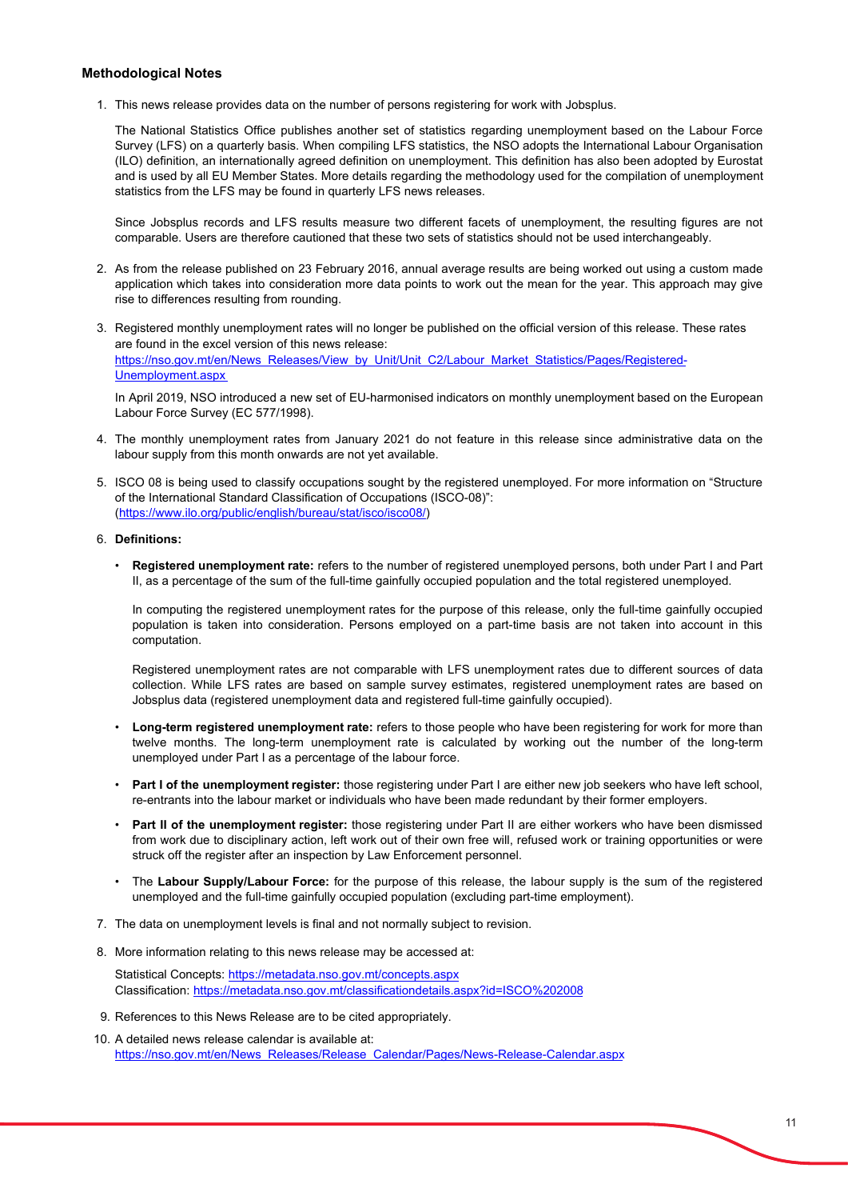## Methodological Notes

1. This news release provides data on the number of persons registering for work with Jobsplus.

   The National Statistics Office publishes another set of statistics regarding unemployment based on the Labour Force Survey (LFS) on a quarterly basis. When compiling LFS statistics, the NSO adopts the International Labour Organisation (ILO) definition, an internationally agreed definition on unemployment. This definition has also been adopted by Eurostat and is used by all EU Member States. More details regarding the methodology used for the compilation of unemployment statistics from the LFS may be found in quarterly LFS news releases.

   Since Jobsplus records and LFS results measure two different facets of unemployment, the resulting figures are not comparable. Users are therefore cautioned that these two sets of statistics should not be used interchangeably.

2. As from the release published on 23 February 2016, annual average results are being worked out using a custom made application which takes into consideration more data points to work out the mean for the year. This approach may give rise to differences resulting from rounding.

3. Registered monthly unemployment rates will no longer be published on the official version of this release. These rates are found in the excel version of this news release:
   https://nso.gov.mt/en/News_Releases/View_by_Unit/Unit_C2/Labour_Market_Statistics/Pages/Registered-Unemployment.aspx

   In April 2019, NSO introduced a new set of EU-harmonised indicators on monthly unemployment based on the European Labour Force Survey (EC 577/1998).

4. The monthly unemployment rates from January 2021 do not feature in this release since administrative data on the labour supply from this month onwards are not yet available.

5. ISCO 08 is being used to classify occupations sought by the registered unemployed. For more information on "Structure of the International Standard Classification of Occupations (ISCO-08)":
   (https://www.ilo.org/public/english/bureau/stat/isco/isco08/)

6. **Definitions:**

   - **Registered unemployment rate:** refers to the number of registered unemployed persons, both under Part I and Part II, as a percentage of the sum of the full-time gainfully occupied population and the total registered unemployed.

     In computing the registered unemployment rates for the purpose of this release, only the full-time gainfully occupied population is taken into consideration. Persons employed on a part-time basis are not taken into account in this computation.

     Registered unemployment rates are not comparable with LFS unemployment rates due to different sources of data collection. While LFS rates are based on sample survey estimates, registered unemployment rates are based on Jobsplus data (registered unemployment data and registered full-time gainfully occupied).

   - **Long-term registered unemployment rate:** refers to those people who have been registering for work for more than twelve months. The long-term unemployment rate is calculated by working out the number of the long-term unemployed under Part I as a percentage of the labour force.

   - **Part I of the unemployment register:** those registering under Part I are either new job seekers who have left school, re-entrants into the labour market or individuals who have been made redundant by their former employers.

   - **Part II of the unemployment register:** those registering under Part II are either workers who have been dismissed from work due to disciplinary action, left work out of their own free will, refused work or training opportunities or were struck off the register after an inspection by Law Enforcement personnel.

   - The **Labour Supply/Labour Force:** for the purpose of this release, the labour supply is the sum of the registered unemployed and the full-time gainfully occupied population (excluding part-time employment).

7. The data on unemployment levels is final and not normally subject to revision.

8. More information relating to this news release may be accessed at:

   Statistical Concepts: https://metadata.nso.gov.mt/concepts.aspx
   Classification: https://metadata.nso.gov.mt/classificationdetails.aspx?id=ISCO%202008

9. References to this News Release are to be cited appropriately.

10. A detailed news release calendar is available at:
    https://nso.gov.mt/en/News_Releases/Release_Calendar/Pages/News-Release-Calendar.aspx